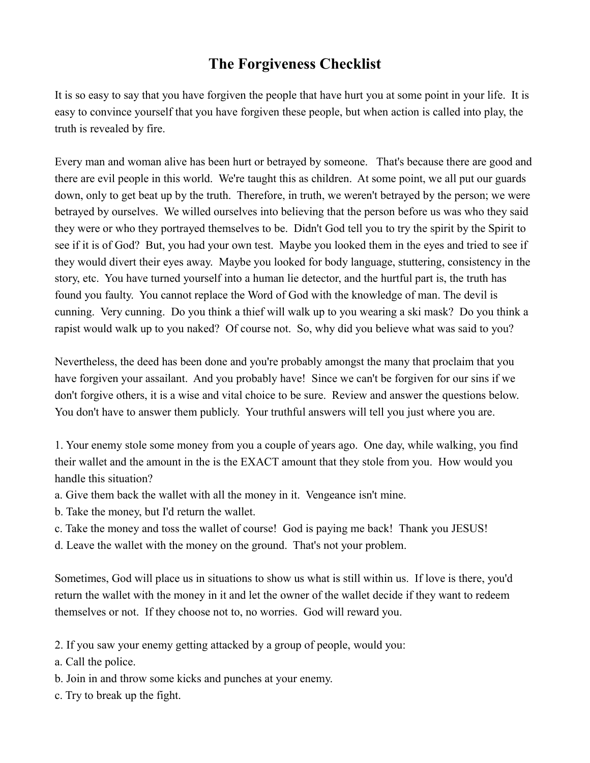# The Forgiveness Checklist

It is so easy to say that you have forgiven the people that have hurt you at some point in your life. It is easy to convince yourself that you have forgiven these people, but when action is called into play, the truth is revealed by fire.

Every man and woman alive has been hurt or betrayed by someone. That's because there are good and there are evil people in this world. We're taught this as children. At some point, we all put our guards down, only to get beat up by the truth. Therefore, in truth, we weren't betrayed by the person; we were betrayed by ourselves. We willed ourselves into believing that the person before us was who they said they were or who they portrayed themselves to be. Didn't God tell you to try the spirit by the Spirit to see if it is of God? But, you had your own test. Maybe you looked them in the eyes and tried to see if they would divert their eyes away. Maybe you looked for body language, stuttering, consistency in the story, etc. You have turned yourself into a human lie detector, and the hurtful part is, the truth has found you faulty. You cannot replace the Word of God with the knowledge of man. The devil is cunning. Very cunning. Do you think a thief will walk up to you wearing a ski mask? Do you think a rapist would walk up to you naked? Of course not. So, why did you believe what was said to you?

Nevertheless, the deed has been done and you're probably amongst the many that proclaim that you have forgiven your assailant. And you probably have! Since we can't be forgiven for our sins if we don't forgive others, it is a wise and vital choice to be sure. Review and answer the questions below. You don't have to answer them publicly. Your truthful answers will tell you just where you are.

1. Your enemy stole some money from you a couple of years ago. One day, while walking, you find their wallet and the amount in the is the EXACT amount that they stole from you. How would you handle this situation?

a. Give them back the wallet with all the money in it. Vengeance isn't mine.
b. Take the money, but I'd return the wallet.
c. Take the money and toss the wallet of course! God is paying me back! Thank you JESUS!
d. Leave the wallet with the money on the ground. That's not your problem.

Sometimes, God will place us in situations to show us what is still within us. If love is there, you'd return the wallet with the money in it and let the owner of the wallet decide if they want to redeem themselves or not. If they choose not to, no worries. God will reward you.

2. If you saw your enemy getting attacked by a group of people, would you:

a. Call the police.
b. Join in and throw some kicks and punches at your enemy.
c. Try to break up the fight.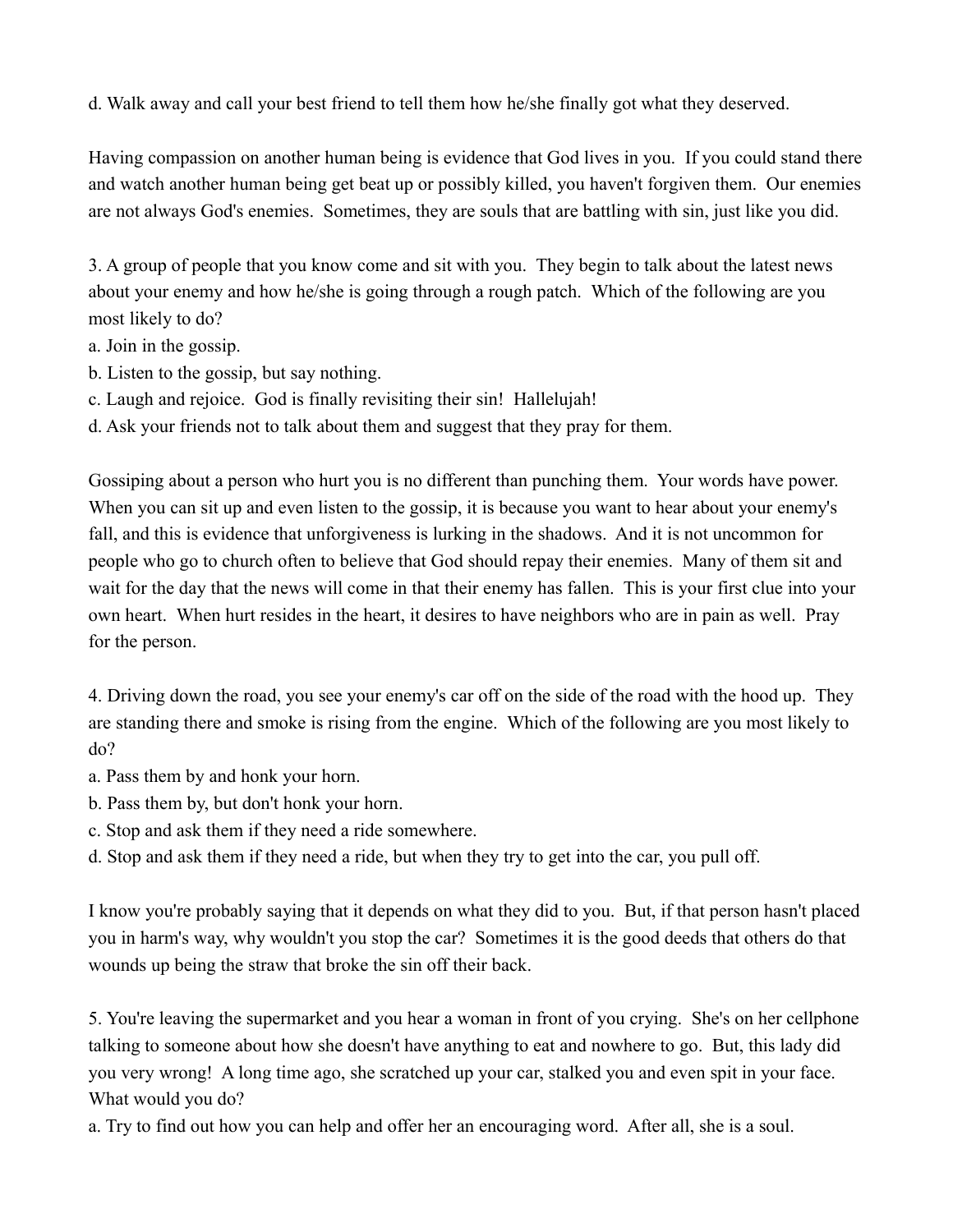d. Walk away and call your best friend to tell them how he/she finally got what they deserved.

Having compassion on another human being is evidence that God lives in you. If you could stand there and watch another human being get beat up or possibly killed, you haven't forgiven them. Our enemies are not always God's enemies. Sometimes, they are souls that are battling with sin, just like you did.

3. A group of people that you know come and sit with you. They begin to talk about the latest news about your enemy and how he/she is going through a rough patch. Which of the following are you most likely to do?
a. Join in the gossip.
b. Listen to the gossip, but say nothing.
c. Laugh and rejoice. God is finally revisiting their sin! Hallelujah!
d. Ask your friends not to talk about them and suggest that they pray for them.

Gossiping about a person who hurt you is no different than punching them. Your words have power. When you can sit up and even listen to the gossip, it is because you want to hear about your enemy's fall, and this is evidence that unforgiveness is lurking in the shadows. And it is not uncommon for people who go to church often to believe that God should repay their enemies. Many of them sit and wait for the day that the news will come in that their enemy has fallen. This is your first clue into your own heart. When hurt resides in the heart, it desires to have neighbors who are in pain as well. Pray for the person.

4. Driving down the road, you see your enemy's car off on the side of the road with the hood up. They are standing there and smoke is rising from the engine. Which of the following are you most likely to do?
a. Pass them by and honk your horn.
b. Pass them by, but don't honk your horn.
c. Stop and ask them if they need a ride somewhere.
d. Stop and ask them if they need a ride, but when they try to get into the car, you pull off.

I know you're probably saying that it depends on what they did to you. But, if that person hasn't placed you in harm's way, why wouldn't you stop the car? Sometimes it is the good deeds that others do that wounds up being the straw that broke the sin off their back.

5. You're leaving the supermarket and you hear a woman in front of you crying. She's on her cellphone talking to someone about how she doesn't have anything to eat and nowhere to go. But, this lady did you very wrong! A long time ago, she scratched up your car, stalked you and even spit in your face. What would you do?
a. Try to find out how you can help and offer her an encouraging word. After all, she is a soul.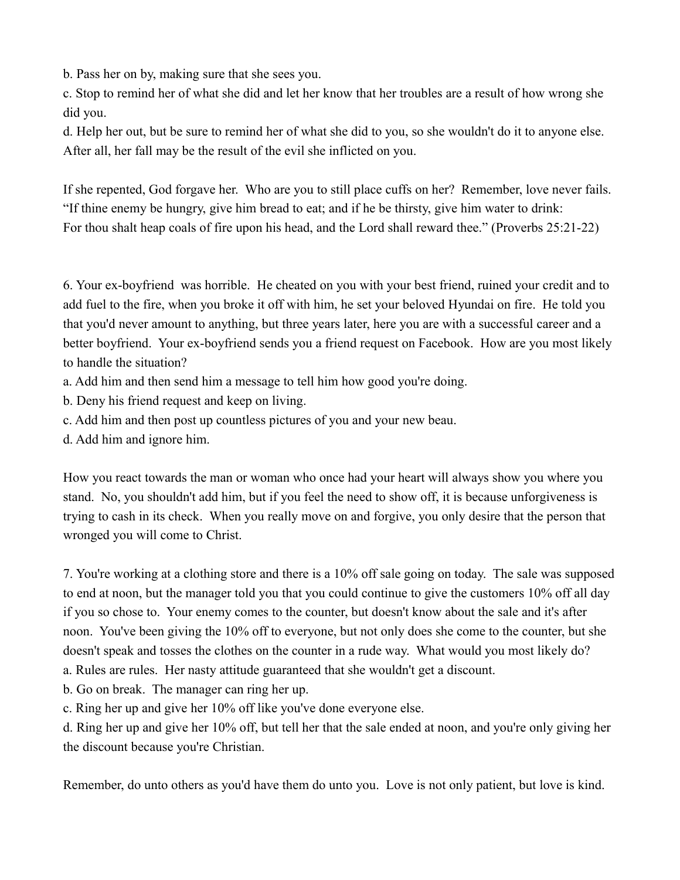b. Pass her on by, making sure that she sees you.
c. Stop to remind her of what she did and let her know that her troubles are a result of how wrong she did you.
d. Help her out, but be sure to remind her of what she did to you, so she wouldn't do it to anyone else. After all, her fall may be the result of the evil she inflicted on you.

If she repented, God forgave her. Who are you to still place cuffs on her? Remember, love never fails. "If thine enemy be hungry, give him bread to eat; and if he be thirsty, give him water to drink: For thou shalt heap coals of fire upon his head, and the Lord shall reward thee." (Proverbs 25:21-22)

6. Your ex-boyfriend was horrible. He cheated on you with your best friend, ruined your credit and to add fuel to the fire, when you broke it off with him, he set your beloved Hyundai on fire. He told you that you'd never amount to anything, but three years later, here you are with a successful career and a better boyfriend. Your ex-boyfriend sends you a friend request on Facebook. How are you most likely to handle the situation?
a. Add him and then send him a message to tell him how good you're doing.
b. Deny his friend request and keep on living.
c. Add him and then post up countless pictures of you and your new beau.
d. Add him and ignore him.

How you react towards the man or woman who once had your heart will always show you where you stand. No, you shouldn't add him, but if you feel the need to show off, it is because unforgiveness is trying to cash in its check. When you really move on and forgive, you only desire that the person that wronged you will come to Christ.

7. You're working at a clothing store and there is a 10% off sale going on today. The sale was supposed to end at noon, but the manager told you that you could continue to give the customers 10% off all day if you so chose to. Your enemy comes to the counter, but doesn't know about the sale and it's after noon. You've been giving the 10% off to everyone, but not only does she come to the counter, but she doesn't speak and tosses the clothes on the counter in a rude way. What would you most likely do?
a. Rules are rules. Her nasty attitude guaranteed that she wouldn't get a discount.
b. Go on break. The manager can ring her up.
c. Ring her up and give her 10% off like you've done everyone else.
d. Ring her up and give her 10% off, but tell her that the sale ended at noon, and you're only giving her the discount because you're Christian.

Remember, do unto others as you'd have them do unto you. Love is not only patient, but love is kind.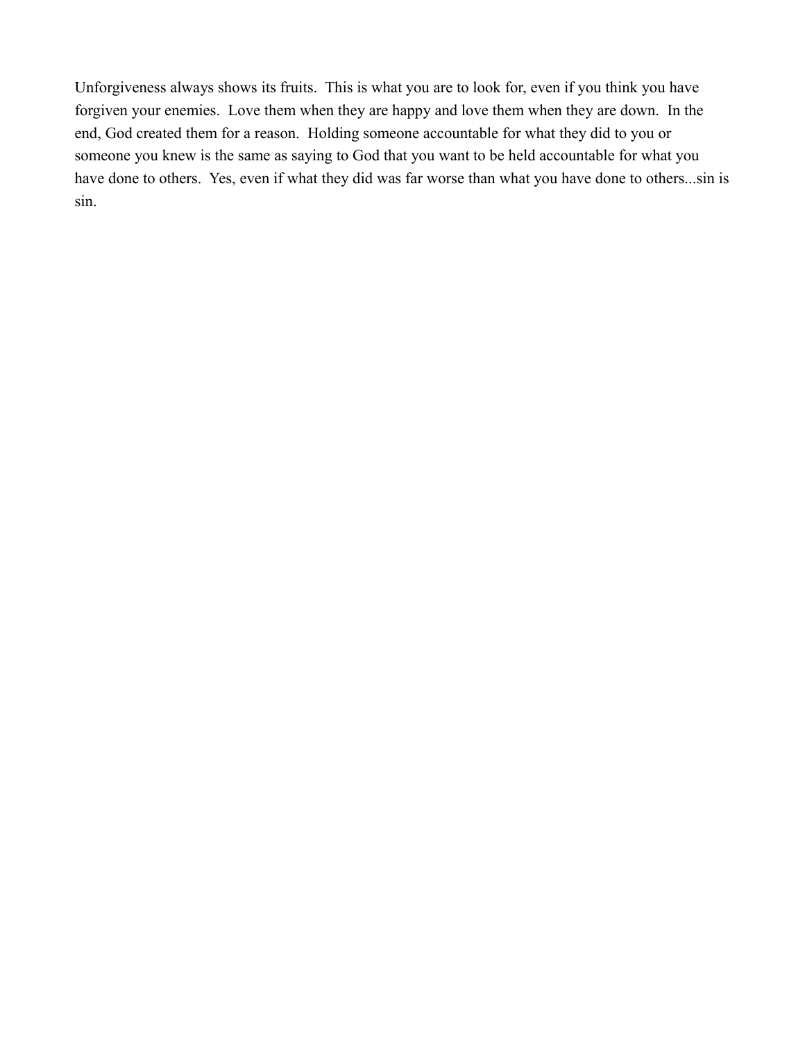Unforgiveness always shows its fruits. This is what you are to look for, even if you think you have forgiven your enemies. Love them when they are happy and love them when they are down. In the end, God created them for a reason. Holding someone accountable for what they did to you or someone you knew is the same as saying to God that you want to be held accountable for what you have done to others. Yes, even if what they did was far worse than what you have done to others...sin is sin.